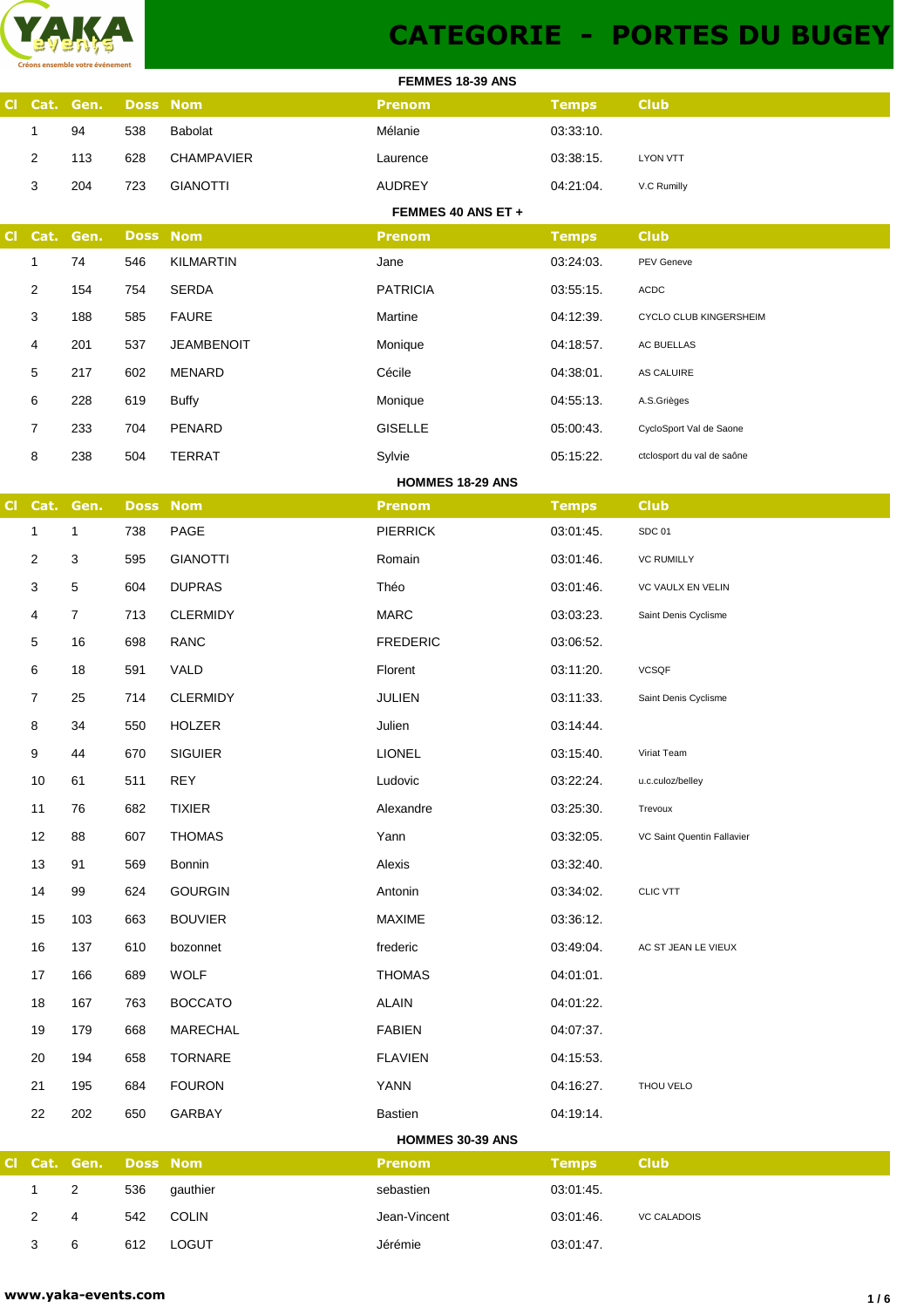# CATEGORIE - PORTES DU BUGEY

### FEMMES 18-39 ANS

| Cl | Cat. | Gen. | Doss | Nom | Prenom | Temps | Club |
|---|---|---|---|---|---|---|---|
| | 1 | 94 | 538 | Babolat | Mélanie | 03:33:10. | |
| | 2 | 113 | 628 | CHAMPAVIER | Laurence | 03:38:15. | LYON VTT |
| | 3 | 204 | 723 | GIANOTTI | AUDREY | 04:21:04. | V.C Rumilly |

### FEMMES 40 ANS ET +

| Cl | Cat. | Gen. | Doss | Nom | Prenom | Temps | Club |
|---|---|---|---|---|---|---|---|
| | 1 | 74 | 546 | KILMARTIN | Jane | 03:24:03. | PEV Geneve |
| | 2 | 154 | 754 | SERDA | PATRICIA | 03:55:15. | ACDC |
| | 3 | 188 | 585 | FAURE | Martine | 04:12:39. | CYCLO CLUB KINGERSHEIM |
| | 4 | 201 | 537 | JEAMBENOIT | Monique | 04:18:57. | AC BUELLAS |
| | 5 | 217 | 602 | MENARD | Cécile | 04:38:01. | AS CALUIRE |
| | 6 | 228 | 619 | Buffy | Monique | 04:55:13. | A.S.Grièges |
| | 7 | 233 | 704 | PENARD | GISELLE | 05:00:43. | CycloSport Val de Saone |
| | 8 | 238 | 504 | TERRAT | Sylvie | 05:15:22. | ctclosport du val de saône |

### HOMMES 18-29 ANS

| Cl | Cat. | Gen. | Doss | Nom | Prenom | Temps | Club |
|---|---|---|---|---|---|---|---|
| | 1 | 1 | 738 | PAGE | PIERRICK | 03:01:45. | SDC 01 |
| | 2 | 3 | 595 | GIANOTTI | Romain | 03:01:46. | VC RUMILLY |
| | 3 | 5 | 604 | DUPRAS | Théo | 03:01:46. | VC VAULX EN VELIN |
| | 4 | 7 | 713 | CLERMIDY | MARC | 03:03:23. | Saint Denis Cyclisme |
| | 5 | 16 | 698 | RANC | FREDERIC | 03:06:52. | |
| | 6 | 18 | 591 | VALD | Florent | 03:11:20. | VCSQF |
| | 7 | 25 | 714 | CLERMIDY | JULIEN | 03:11:33. | Saint Denis Cyclisme |
| | 8 | 34 | 550 | HOLZER | Julien | 03:14:44. | |
| | 9 | 44 | 670 | SIGUIER | LIONEL | 03:15:40. | Viriat Team |
| | 10 | 61 | 511 | REY | Ludovic | 03:22:24. | u.c.culoz/belley |
| | 11 | 76 | 682 | TIXIER | Alexandre | 03:25:30. | Trevoux |
| | 12 | 88 | 607 | THOMAS | Yann | 03:32:05. | VC Saint Quentin Fallavier |
| | 13 | 91 | 569 | Bonnin | Alexis | 03:32:40. | |
| | 14 | 99 | 624 | GOURGIN | Antonin | 03:34:02. | CLIC VTT |
| | 15 | 103 | 663 | BOUVIER | MAXIME | 03:36:12. | |
| | 16 | 137 | 610 | bozonnet | frederic | 03:49:04. | AC ST JEAN LE VIEUX |
| | 17 | 166 | 689 | WOLF | THOMAS | 04:01:01. | |
| | 18 | 167 | 763 | BOCCATO | ALAIN | 04:01:22. | |
| | 19 | 179 | 668 | MARECHAL | FABIEN | 04:07:37. | |
| | 20 | 194 | 658 | TORNARE | FLAVIEN | 04:15:53. | |
| | 21 | 195 | 684 | FOURON | YANN | 04:16:27. | THOU VELO |
| | 22 | 202 | 650 | GARBAY | Bastien | 04:19:14. | |

### HOMMES 30-39 ANS

| Cl | Cat. | Gen. | Doss | Nom | Prenom | Temps | Club |
|---|---|---|---|---|---|---|---|
| | 1 | 2 | 536 | gauthier | sebastien | 03:01:45. | |
| | 2 | 4 | 542 | COLIN | Jean-Vincent | 03:01:46. | VC CALADOIS |
| | 3 | 6 | 612 | LOGUT | Jérémie | 03:01:47. | |

www.yaka-events.com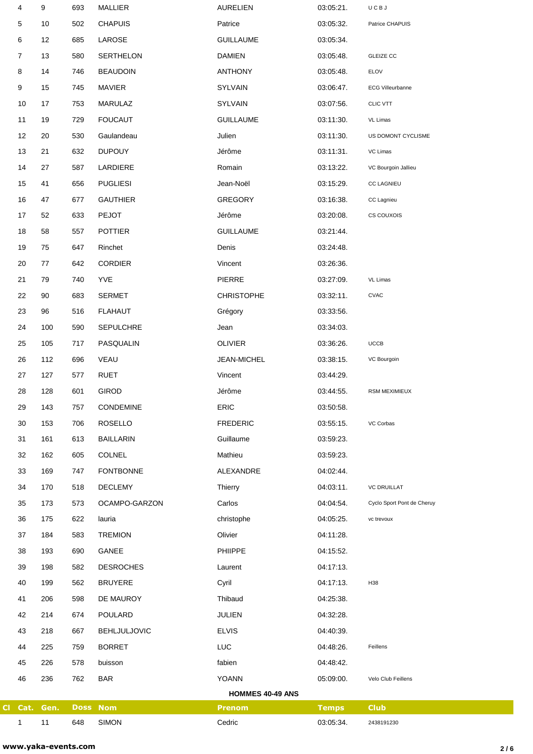| Cl | Cat. | Gen. | Doss | Nom | Prenom | Temps | Club |
|---|---|---|---|---|---|---|---|
| | 4 | 9 | 693 | MALLIER | AURELIEN | 03:05:21. | U C B J |
| | 5 | 10 | 502 | CHAPUIS | Patrice | 03:05:32. | Patrice CHAPUIS |
| | 6 | 12 | 685 | LAROSE | GUILLAUME | 03:05:34. | |
| | 7 | 13 | 580 | SERTHELON | DAMIEN | 03:05:48. | GLEIZE CC |
| | 8 | 14 | 746 | BEAUDOIN | ANTHONY | 03:05:48. | ELOV |
| | 9 | 15 | 745 | MAVIER | SYLVAIN | 03:06:47. | ECG Villeurbanne |
| | 10 | 17 | 753 | MARULAZ | SYLVAIN | 03:07:56. | CLIC VTT |
| | 11 | 19 | 729 | FOUCAUT | GUILLAUME | 03:11:30. | VL Limas |
| | 12 | 20 | 530 | Gaulandeau | Julien | 03:11:30. | US DOMONT CYCLISME |
| | 13 | 21 | 632 | DUPOUY | Jérôme | 03:11:31. | VC Limas |
| | 14 | 27 | 587 | LARDIERE | Romain | 03:13:22. | VC Bourgoin Jallieu |
| | 15 | 41 | 656 | PUGLIESI | Jean-Noël | 03:15:29. | CC LAGNIEU |
| | 16 | 47 | 677 | GAUTHIER | GREGORY | 03:16:38. | CC Lagnieu |
| | 17 | 52 | 633 | PEJOT | Jérôme | 03:20:08. | CS COUXOIS |
| | 18 | 58 | 557 | POTTIER | GUILLAUME | 03:21:44. | |
| | 19 | 75 | 647 | Rinchet | Denis | 03:24:48. | |
| | 20 | 77 | 642 | CORDIER | Vincent | 03:26:36. | |
| | 21 | 79 | 740 | YVE | PIERRE | 03:27:09. | VL Limas |
| | 22 | 90 | 683 | SERMET | CHRISTOPHE | 03:32:11. | CVAC |
| | 23 | 96 | 516 | FLAHAUT | Grégory | 03:33:56. | |
| | 24 | 100 | 590 | SEPULCHRE | Jean | 03:34:03. | |
| | 25 | 105 | 717 | PASQUALIN | OLIVIER | 03:36:26. | UCCB |
| | 26 | 112 | 696 | VEAU | JEAN-MICHEL | 03:38:15. | VC Bourgoin |
| | 27 | 127 | 577 | RUET | Vincent | 03:44:29. | |
| | 28 | 128 | 601 | GIROD | Jérôme | 03:44:55. | RSM MEXIMIEUX |
| | 29 | 143 | 757 | CONDEMINE | ERIC | 03:50:58. | |
| | 30 | 153 | 706 | ROSELLO | FREDERIC | 03:55:15. | VC Corbas |
| | 31 | 161 | 613 | BAILLARIN | Guillaume | 03:59:23. | |
| | 32 | 162 | 605 | COLNEL | Mathieu | 03:59:23. | |
| | 33 | 169 | 747 | FONTBONNE | ALEXANDRE | 04:02:44. | |
| | 34 | 170 | 518 | DECLEMY | Thierry | 04:03:11. | VC DRUILLAT |
| | 35 | 173 | 573 | OCAMPO-GARZON | Carlos | 04:04:54. | Cyclo Sport Pont de Cheruy |
| | 36 | 175 | 622 | lauria | christophe | 04:05:25. | vc trevoux |
| | 37 | 184 | 583 | TREMION | Olivier | 04:11:28. | |
| | 38 | 193 | 690 | GANEE | PHIIPPE | 04:15:52. | |
| | 39 | 198 | 582 | DESROCHES | Laurent | 04:17:13. | |
| | 40 | 199 | 562 | BRUYERE | Cyril | 04:17:13. | H38 |
| | 41 | 206 | 598 | DE MAUROY | Thibaud | 04:25:38. | |
| | 42 | 214 | 674 | POULARD | JULIEN | 04:32:28. | |
| | 43 | 218 | 667 | BEHLJULJOVIC | ELVIS | 04:40:39. | |
| | 44 | 225 | 759 | BORRET | LUC | 04:48:26. | Feillens |
| | 45 | 226 | 578 | buisson | fabien | 04:48:42. | |
| | 46 | 236 | 762 | BAR | YOANN | 05:09:00. | Velo Club Feillens |

**HOMMES 40-49 ANS**

| Cl | Cat. | Gen. | Doss | Nom | Prenom | Temps | Club |
|---|---|---|---|---|---|---|---|
| | 1 | 11 | 648 | SIMON | Cedric | 03:05:34. | 2438191230 |

www.yaka-events.com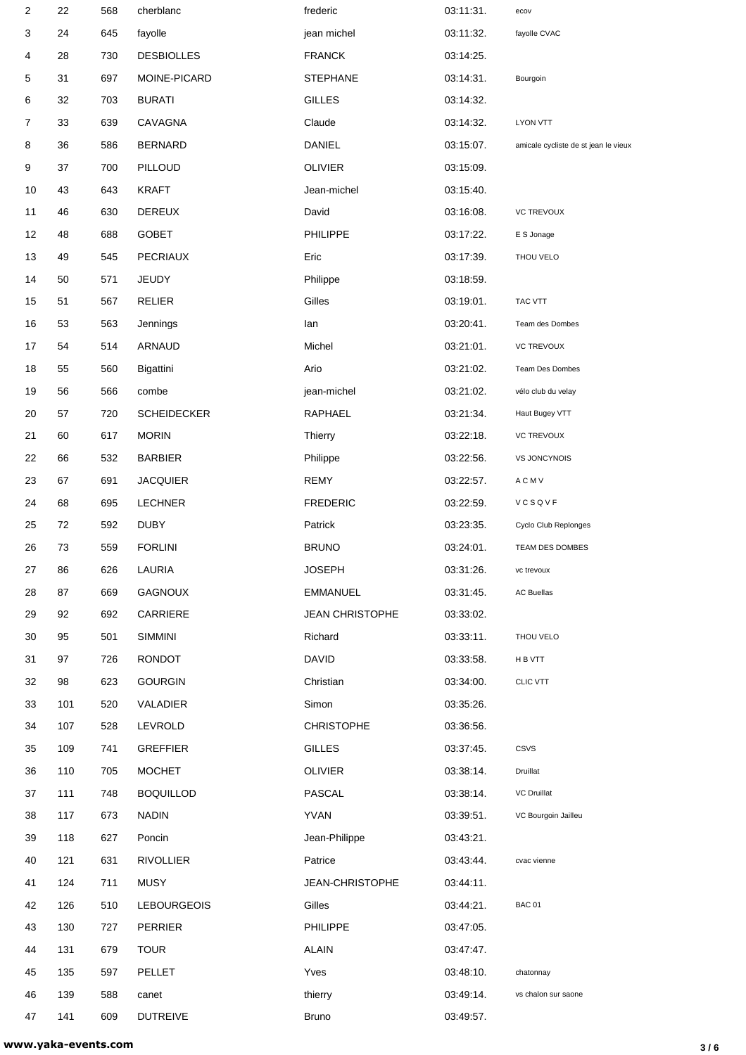| | | | | | | |
|---|---|---|---|---|---|---|
| 2 | 22 | 568 | cherblanc | frederic | 03:11:31. | ecov |
| 3 | 24 | 645 | fayolle | jean michel | 03:11:32. | fayolle CVAC |
| 4 | 28 | 730 | DESBIOLLES | FRANCK | 03:14:25. | |
| 5 | 31 | 697 | MOINE-PICARD | STEPHANE | 03:14:31. | Bourgoin |
| 6 | 32 | 703 | BURATI | GILLES | 03:14:32. | |
| 7 | 33 | 639 | CAVAGNA | Claude | 03:14:32. | LYON VTT |
| 8 | 36 | 586 | BERNARD | DANIEL | 03:15:07. | amicale cycliste de st jean le vieux |
| 9 | 37 | 700 | PILLOUD | OLIVIER | 03:15:09. | |
| 10 | 43 | 643 | KRAFT | Jean-michel | 03:15:40. | |
| 11 | 46 | 630 | DEREUX | David | 03:16:08. | VC TREVOUX |
| 12 | 48 | 688 | GOBET | PHILIPPE | 03:17:22. | E S Jonage |
| 13 | 49 | 545 | PECRIAUX | Eric | 03:17:39. | THOU VELO |
| 14 | 50 | 571 | JEUDY | Philippe | 03:18:59. | |
| 15 | 51 | 567 | RELIER | Gilles | 03:19:01. | TAC VTT |
| 16 | 53 | 563 | Jennings | Ian | 03:20:41. | Team des Dombes |
| 17 | 54 | 514 | ARNAUD | Michel | 03:21:01. | VC TREVOUX |
| 18 | 55 | 560 | Bigattini | Ario | 03:21:02. | Team Des Dombes |
| 19 | 56 | 566 | combe | jean-michel | 03:21:02. | vélo club du velay |
| 20 | 57 | 720 | SCHEIDECKER | RAPHAEL | 03:21:34. | Haut Bugey VTT |
| 21 | 60 | 617 | MORIN | Thierry | 03:22:18. | VC TREVOUX |
| 22 | 66 | 532 | BARBIER | Philippe | 03:22:56. | VS JONCYNOIS |
| 23 | 67 | 691 | JACQUIER | REMY | 03:22:57. | A C M V |
| 24 | 68 | 695 | LECHNER | FREDERIC | 03:22:59. | V C S Q V F |
| 25 | 72 | 592 | DUBY | Patrick | 03:23:35. | Cyclo Club Replonges |
| 26 | 73 | 559 | FORLINI | BRUNO | 03:24:01. | TEAM DES DOMBES |
| 27 | 86 | 626 | LAURIA | JOSEPH | 03:31:26. | vc trevoux |
| 28 | 87 | 669 | GAGNOUX | EMMANUEL | 03:31:45. | AC Buellas |
| 29 | 92 | 692 | CARRIERE | JEAN CHRISTOPHE | 03:33:02. | |
| 30 | 95 | 501 | SIMMINI | Richard | 03:33:11. | THOU VELO |
| 31 | 97 | 726 | RONDOT | DAVID | 03:33:58. | H B VTT |
| 32 | 98 | 623 | GOURGIN | Christian | 03:34:00. | CLIC VTT |
| 33 | 101 | 520 | VALADIER | Simon | 03:35:26. | |
| 34 | 107 | 528 | LEVROLD | CHRISTOPHE | 03:36:56. | |
| 35 | 109 | 741 | GREFFIER | GILLES | 03:37:45. | CSVS |
| 36 | 110 | 705 | MOCHET | OLIVIER | 03:38:14. | Druillat |
| 37 | 111 | 748 | BOQUILLOD | PASCAL | 03:38:14. | VC Druillat |
| 38 | 117 | 673 | NADIN | YVAN | 03:39:51. | VC Bourgoin Jailleu |
| 39 | 118 | 627 | Poncin | Jean-Philippe | 03:43:21. | |
| 40 | 121 | 631 | RIVOLLIER | Patrice | 03:43:44. | cvac vienne |
| 41 | 124 | 711 | MUSY | JEAN-CHRISTOPHE | 03:44:11. | |
| 42 | 126 | 510 | LEBOURGEOIS | Gilles | 03:44:21. | BAC 01 |
| 43 | 130 | 727 | PERRIER | PHILIPPE | 03:47:05. | |
| 44 | 131 | 679 | TOUR | ALAIN | 03:47:47. | |
| 45 | 135 | 597 | PELLET | Yves | 03:48:10. | chatonnay |
| 46 | 139 | 588 | canet | thierry | 03:49:14. | vs chalon sur saone |
| 47 | 141 | 609 | DUTREIVE | Bruno | 03:49:57. | |

www.yaka-events.com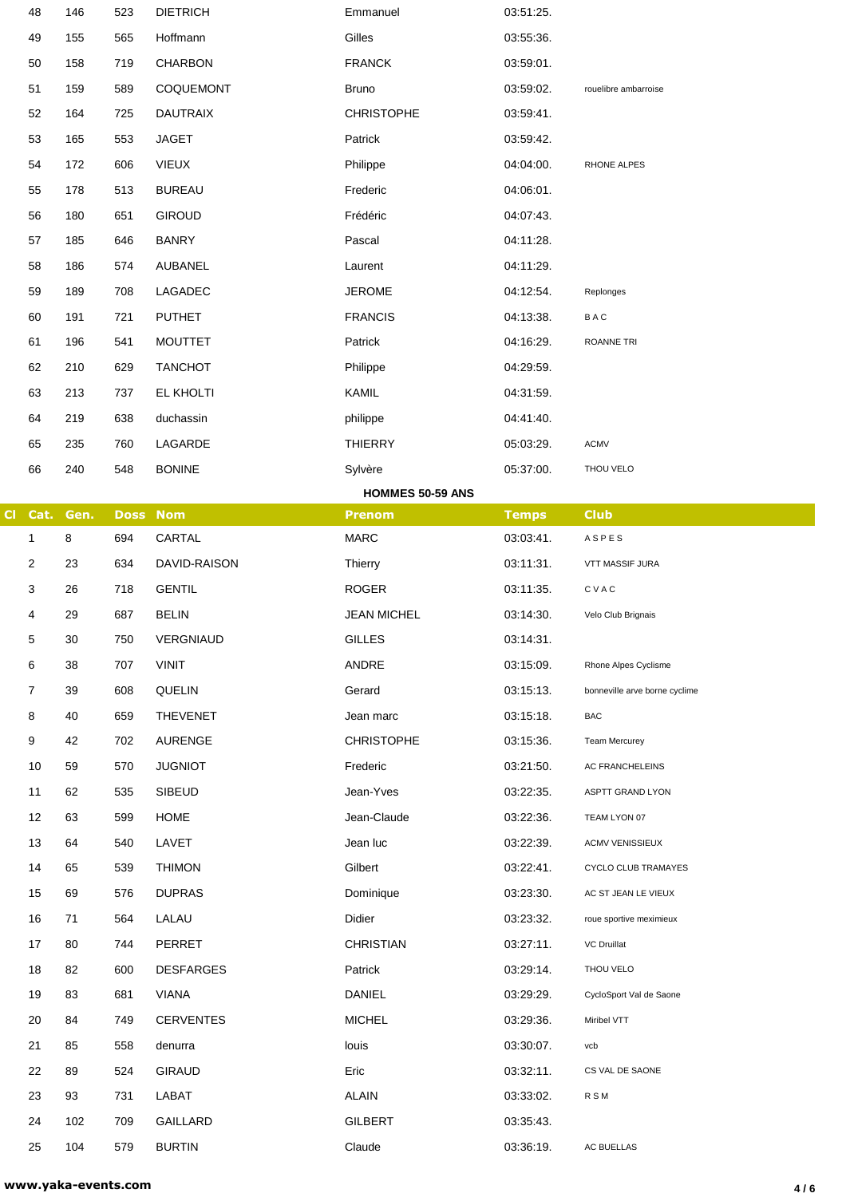| Cl Cat. | Gen. | Doss | Nom | Prenom | Temps | Club |
|---|---|---|---|---|---|---|
| 48 | 146 | 523 | DIETRICH | Emmanuel | 03:51:25. | |
| 49 | 155 | 565 | Hoffmann | Gilles | 03:55:36. | |
| 50 | 158 | 719 | CHARBON | FRANCK | 03:59:01. | |
| 51 | 159 | 589 | COQUEMONT | Bruno | 03:59:02. | rouelibre ambarroise |
| 52 | 164 | 725 | DAUTRAIX | CHRISTOPHE | 03:59:41. | |
| 53 | 165 | 553 | JAGET | Patrick | 03:59:42. | |
| 54 | 172 | 606 | VIEUX | Philippe | 04:04:00. | RHONE ALPES |
| 55 | 178 | 513 | BUREAU | Frederic | 04:06:01. | |
| 56 | 180 | 651 | GIROUD | Frédéric | 04:07:43. | |
| 57 | 185 | 646 | BANRY | Pascal | 04:11:28. | |
| 58 | 186 | 574 | AUBANEL | Laurent | 04:11:29. | |
| 59 | 189 | 708 | LAGADEC | JEROME | 04:12:54. | Replonges |
| 60 | 191 | 721 | PUTHET | FRANCIS | 04:13:38. | B A C |
| 61 | 196 | 541 | MOUTTET | Patrick | 04:16:29. | ROANNE TRI |
| 62 | 210 | 629 | TANCHOT | Philippe | 04:29:59. | |
| 63 | 213 | 737 | EL KHOLTI | KAMIL | 04:31:59. | |
| 64 | 219 | 638 | duchassin | philippe | 04:41:40. | |
| 65 | 235 | 760 | LAGARDE | THIERRY | 05:03:29. | ACMV |
| 66 | 240 | 548 | BONINE | Sylvère | 05:37:00. | THOU VELO |

**HOMMES 50-59 ANS**

| Cl Cat. | Gen. | Doss | Nom | Prenom | Temps | Club |
|---|---|---|---|---|---|---|
| 1 | 8 | 694 | CARTAL | MARC | 03:03:41. | A S P E S |
| 2 | 23 | 634 | DAVID-RAISON | Thierry | 03:11:31. | VTT MASSIF JURA |
| 3 | 26 | 718 | GENTIL | ROGER | 03:11:35. | C V A C |
| 4 | 29 | 687 | BELIN | JEAN MICHEL | 03:14:30. | Velo Club Brignais |
| 5 | 30 | 750 | VERGNIAUD | GILLES | 03:14:31. | |
| 6 | 38 | 707 | VINIT | ANDRE | 03:15:09. | Rhone Alpes Cyclisme |
| 7 | 39 | 608 | QUELIN | Gerard | 03:15:13. | bonneville arve borne cyclime |
| 8 | 40 | 659 | THEVENET | Jean marc | 03:15:18. | BAC |
| 9 | 42 | 702 | AURENGE | CHRISTOPHE | 03:15:36. | Team Mercurey |
| 10 | 59 | 570 | JUGNIOT | Frederic | 03:21:50. | AC FRANCHELEINS |
| 11 | 62 | 535 | SIBEUD | Jean-Yves | 03:22:35. | ASPTT GRAND LYON |
| 12 | 63 | 599 | HOME | Jean-Claude | 03:22:36. | TEAM LYON 07 |
| 13 | 64 | 540 | LAVET | Jean luc | 03:22:39. | ACMV VENISSIEUX |
| 14 | 65 | 539 | THIMON | Gilbert | 03:22:41. | CYCLO CLUB TRAMAYES |
| 15 | 69 | 576 | DUPRAS | Dominique | 03:23:30. | AC ST JEAN LE VIEUX |
| 16 | 71 | 564 | LALAU | Didier | 03:23:32. | roue sportive meximieux |
| 17 | 80 | 744 | PERRET | CHRISTIAN | 03:27:11. | VC Druillat |
| 18 | 82 | 600 | DESFARGES | Patrick | 03:29:14. | THOU VELO |
| 19 | 83 | 681 | VIANA | DANIEL | 03:29:29. | CycloSport Val de Saone |
| 20 | 84 | 749 | CERVENTES | MICHEL | 03:29:36. | Miribel VTT |
| 21 | 85 | 558 | denurra | louis | 03:30:07. | vcb |
| 22 | 89 | 524 | GIRAUD | Eric | 03:32:11. | CS VAL DE SAONE |
| 23 | 93 | 731 | LABAT | ALAIN | 03:33:02. | R S M |
| 24 | 102 | 709 | GAILLARD | GILBERT | 03:35:43. | |
| 25 | 104 | 579 | BURTIN | Claude | 03:36:19. | AC BUELLAS |

www.yaka-events.com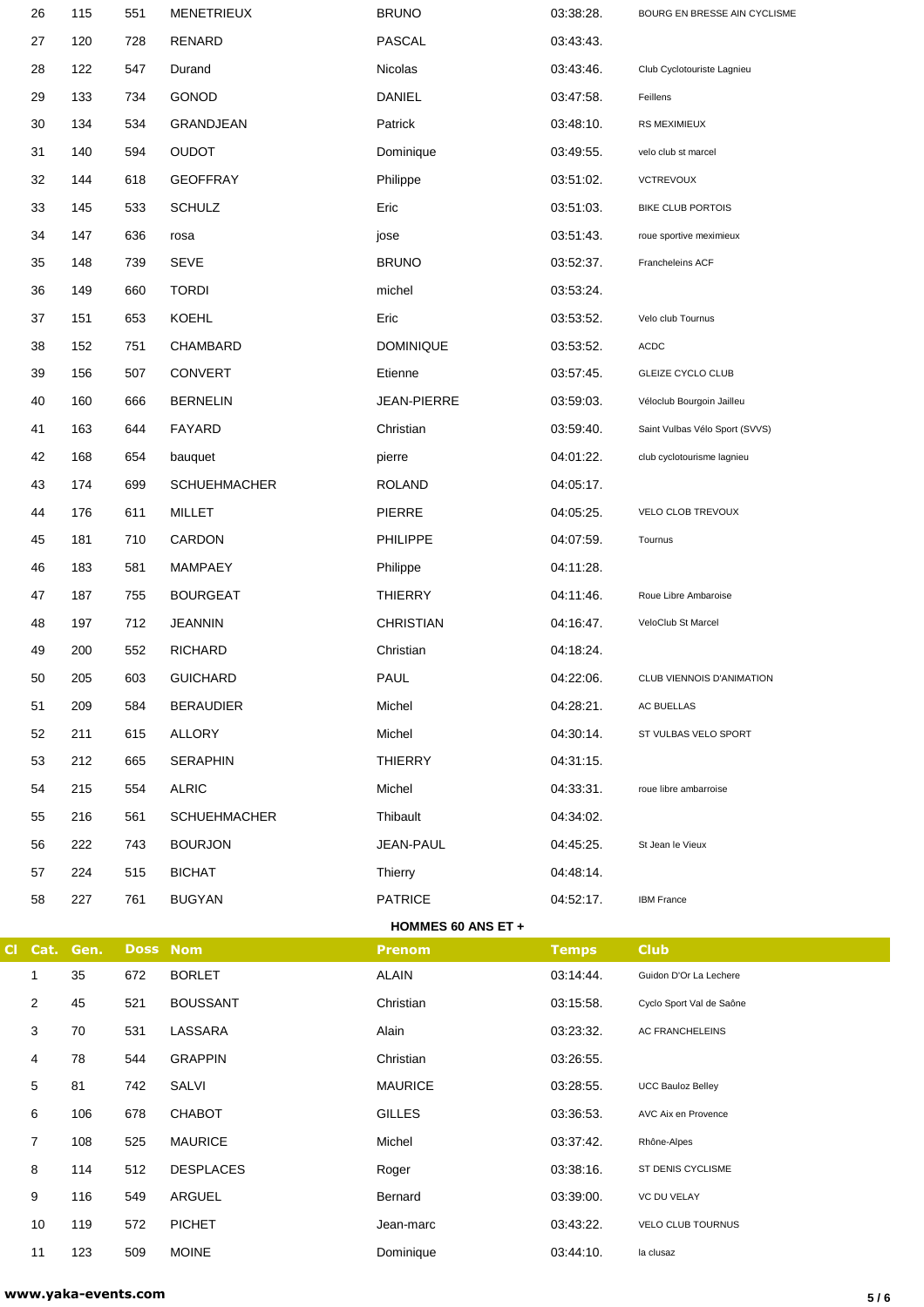| Cl | Cat. | Gen. | Doss | Nom | Prenom | Temps | Club |
|---|---|---|---|---|---|---|---|
| | 26 | 115 | 551 | MENETRIEUX | BRUNO | 03:38:28. | BOURG EN BRESSE AIN CYCLISME |
| | 27 | 120 | 728 | RENARD | PASCAL | 03:43:43. | |
| | 28 | 122 | 547 | Durand | Nicolas | 03:43:46. | Club Cyclotouriste Lagnieu |
| | 29 | 133 | 734 | GONOD | DANIEL | 03:47:58. | Feillens |
| | 30 | 134 | 534 | GRANDJEAN | Patrick | 03:48:10. | RS MEXIMIEUX |
| | 31 | 140 | 594 | OUDOT | Dominique | 03:49:55. | velo club st marcel |
| | 32 | 144 | 618 | GEOFFRAY | Philippe | 03:51:02. | VCTREVOUX |
| | 33 | 145 | 533 | SCHULZ | Eric | 03:51:03. | BIKE CLUB PORTOIS |
| | 34 | 147 | 636 | rosa | jose | 03:51:43. | roue sportive meximieux |
| | 35 | 148 | 739 | SEVE | BRUNO | 03:52:37. | Francheleins ACF |
| | 36 | 149 | 660 | TORDI | michel | 03:53:24. | |
| | 37 | 151 | 653 | KOEHL | Eric | 03:53:52. | Velo club Tournus |
| | 38 | 152 | 751 | CHAMBARD | DOMINIQUE | 03:53:52. | ACDC |
| | 39 | 156 | 507 | CONVERT | Etienne | 03:57:45. | GLEIZE CYCLO CLUB |
| | 40 | 160 | 666 | BERNELIN | JEAN-PIERRE | 03:59:03. | Véloclub Bourgoin Jailleu |
| | 41 | 163 | 644 | FAYARD | Christian | 03:59:40. | Saint Vulbas Vélo Sport (SVVS) |
| | 42 | 168 | 654 | bauquet | pierre | 04:01:22. | club cyclotourisme lagnieu |
| | 43 | 174 | 699 | SCHUEHMACHER | ROLAND | 04:05:17. | |
| | 44 | 176 | 611 | MILLET | PIERRE | 04:05:25. | VELO CLOB TREVOUX |
| | 45 | 181 | 710 | CARDON | PHILIPPE | 04:07:59. | Tournus |
| | 46 | 183 | 581 | MAMPAEY | Philippe | 04:11:28. | |
| | 47 | 187 | 755 | BOURGEAT | THIERRY | 04:11:46. | Roue Libre Ambaroise |
| | 48 | 197 | 712 | JEANNIN | CHRISTIAN | 04:16:47. | VeloClub St Marcel |
| | 49 | 200 | 552 | RICHARD | Christian | 04:18:24. | |
| | 50 | 205 | 603 | GUICHARD | PAUL | 04:22:06. | CLUB VIENNOIS D'ANIMATION |
| | 51 | 209 | 584 | BERAUDIER | Michel | 04:28:21. | AC BUELLAS |
| | 52 | 211 | 615 | ALLORY | Michel | 04:30:14. | ST VULBAS VELO SPORT |
| | 53 | 212 | 665 | SERAPHIN | THIERRY | 04:31:15. | |
| | 54 | 215 | 554 | ALRIC | Michel | 04:33:31. | roue libre ambarroise |
| | 55 | 216 | 561 | SCHUEHMACHER | Thibault | 04:34:02. | |
| | 56 | 222 | 743 | BOURJON | JEAN-PAUL | 04:45:25. | St Jean le Vieux |
| | 57 | 224 | 515 | BICHAT | Thierry | 04:48:14. | |
| | 58 | 227 | 761 | BUGYAN | PATRICE | 04:52:17. | IBM France |

**HOMMES 60 ANS ET +**

| Cl | Cat. | Gen. | Doss | Nom | Prenom | Temps | Club |
|---|---|---|---|---|---|---|---|
| | 1 | 35 | 672 | BORLET | ALAIN | 03:14:44. | Guidon D'Or La Lechere |
| | 2 | 45 | 521 | BOUSSANT | Christian | 03:15:58. | Cyclo Sport Val de Saône |
| | 3 | 70 | 531 | LASSARA | Alain | 03:23:32. | AC FRANCHELEINS |
| | 4 | 78 | 544 | GRAPPIN | Christian | 03:26:55. | |
| | 5 | 81 | 742 | SALVI | MAURICE | 03:28:55. | UCC Bauloz Belley |
| | 6 | 106 | 678 | CHABOT | GILLES | 03:36:53. | AVC Aix en Provence |
| | 7 | 108 | 525 | MAURICE | Michel | 03:37:42. | Rhône-Alpes |
| | 8 | 114 | 512 | DESPLACES | Roger | 03:38:16. | ST DENIS CYCLISME |
| | 9 | 116 | 549 | ARGUEL | Bernard | 03:39:00. | VC DU VELAY |
| | 10 | 119 | 572 | PICHET | Jean-marc | 03:43:22. | VELO CLUB TOURNUS |
| | 11 | 123 | 509 | MOINE | Dominique | 03:44:10. | la clusaz |

www.yaka-events.com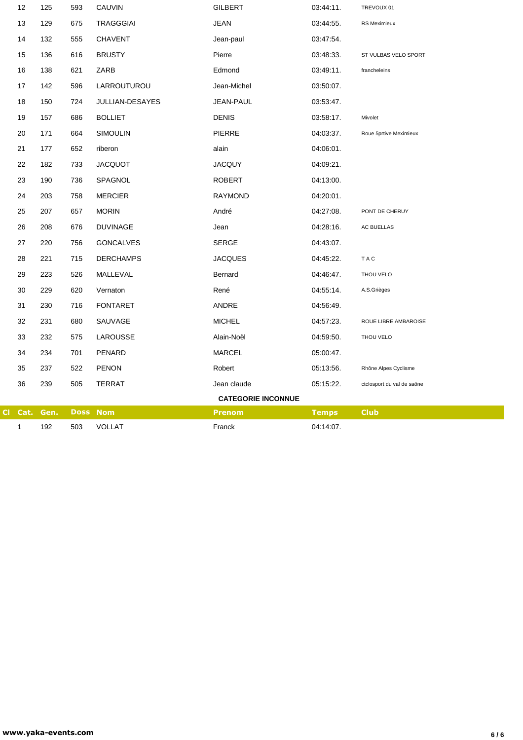| | | | | | | |
|---|---|---|---|---|---|---|
| 12 | 125 | 593 | CAUVIN | GILBERT | 03:44:11. | TREVOUX 01 |
| 13 | 129 | 675 | TRAGGGIAI | JEAN | 03:44:55. | RS Meximieux |
| 14 | 132 | 555 | CHAVENT | Jean-paul | 03:47:54. | |
| 15 | 136 | 616 | BRUSTY | Pierre | 03:48:33. | ST VULBAS VELO SPORT |
| 16 | 138 | 621 | ZARB | Edmond | 03:49:11. | francheleins |
| 17 | 142 | 596 | LARROUTUROU | Jean-Michel | 03:50:07. | |
| 18 | 150 | 724 | JULLIAN-DESAYES | JEAN-PAUL | 03:53:47. | |
| 19 | 157 | 686 | BOLLIET | DENIS | 03:58:17. | Mivolet |
| 20 | 171 | 664 | SIMOULIN | PIERRE | 04:03:37. | Roue 5prtive Meximieux |
| 21 | 177 | 652 | riberon | alain | 04:06:01. | |
| 22 | 182 | 733 | JACQUOT | JACQUY | 04:09:21. | |
| 23 | 190 | 736 | SPAGNOL | ROBERT | 04:13:00. | |
| 24 | 203 | 758 | MERCIER | RAYMOND | 04:20:01. | |
| 25 | 207 | 657 | MORIN | André | 04:27:08. | PONT DE CHERUY |
| 26 | 208 | 676 | DUVINAGE | Jean | 04:28:16. | AC BUELLAS |
| 27 | 220 | 756 | GONCALVES | SERGE | 04:43:07. | |
| 28 | 221 | 715 | DERCHAMPS | JACQUES | 04:45:22. | T A C |
| 29 | 223 | 526 | MALLEVAL | Bernard | 04:46:47. | THOU VELO |
| 30 | 229 | 620 | Vernaton | René | 04:55:14. | A.S.Grièges |
| 31 | 230 | 716 | FONTARET | ANDRE | 04:56:49. | |
| 32 | 231 | 680 | SAUVAGE | MICHEL | 04:57:23. | ROUE LIBRE AMBAROISE |
| 33 | 232 | 575 | LAROUSSE | Alain-Noël | 04:59:50. | THOU VELO |
| 34 | 234 | 701 | PENARD | MARCEL | 05:00:47. | |
| 35 | 237 | 522 | PENON | Robert | 05:13:56. | Rhône Alpes Cyclisme |
| 36 | 239 | 505 | TERRAT | Jean claude | 05:15:22. | ctclosport du val de saône |

**CATEGORIE INCONNUE**

| Cl Cat. | Gen. | Doss | Nom | Prenom | Temps | Club |
|---|---|---|---|---|---|---|
| 1 | 192 | 503 | VOLLAT | Franck | 04:14:07. | |

www.yaka-events.com